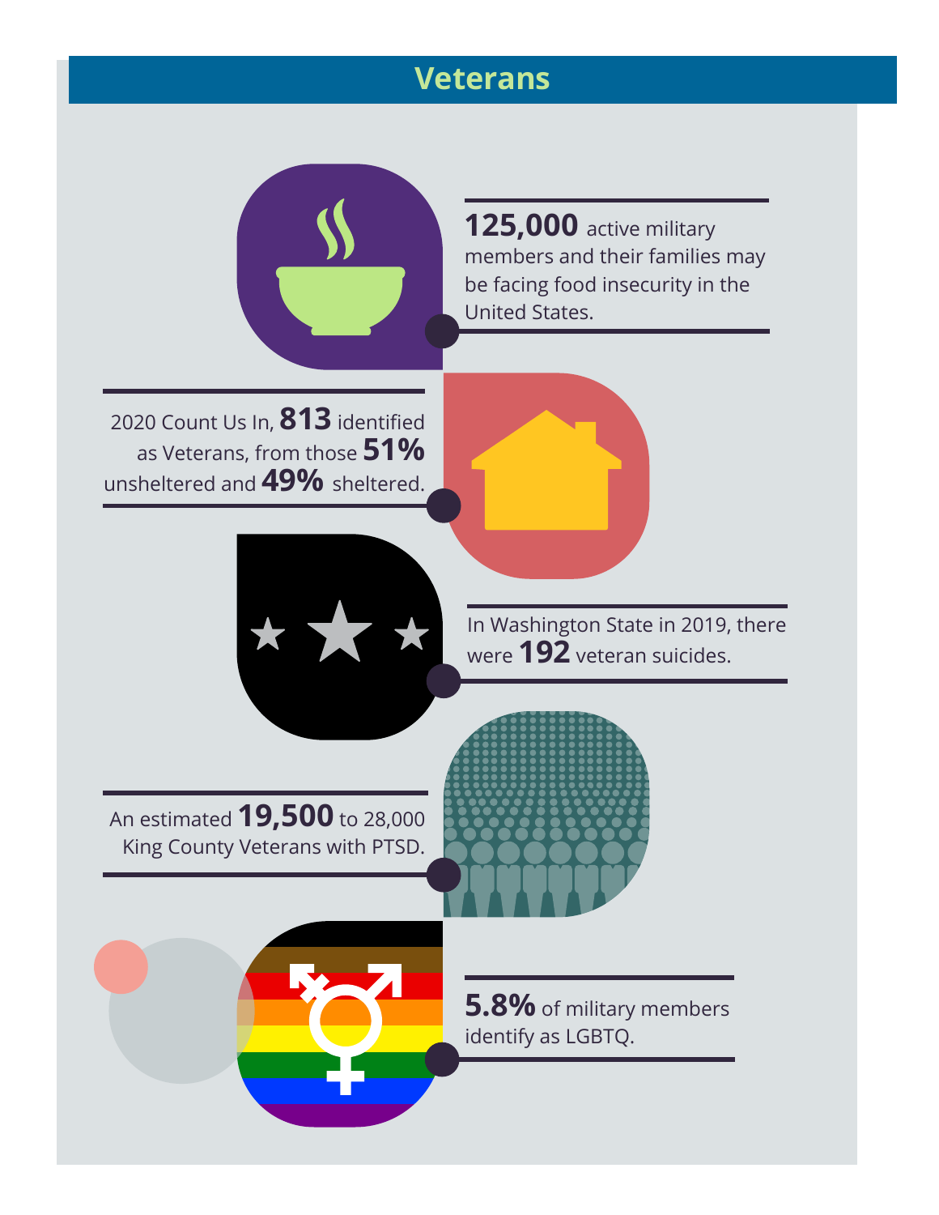# Veterans

**125,000** active military members and their families may be facing food insecurity in the United States.

2020 Count Us In, **813** identified as Veterans, from those **51%** unsheltered and **49%** sheltered.

In Washington State in 2019, there were **192** veteran suicides.

An estimated **19,500** to 28,000 King County Veterans with PTSD.

**5.8%** of military members identify as LGBTQ.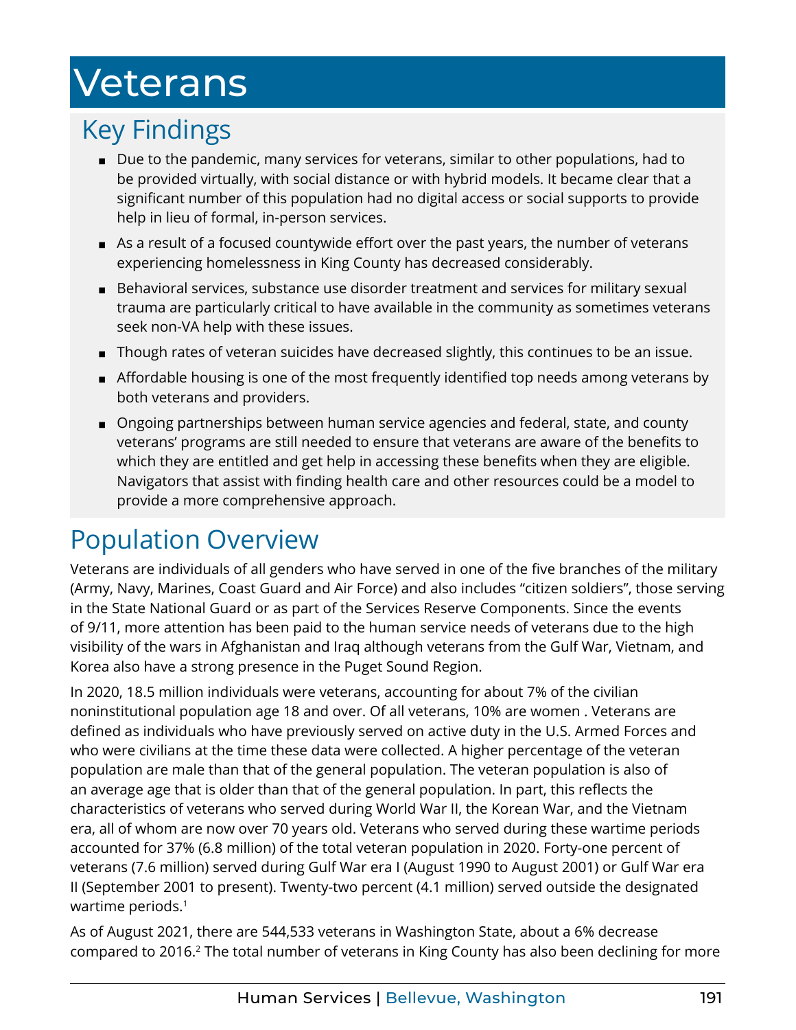# Veterans

## Key Findings

- Due to the pandemic, many services for veterans, similar to other populations, had to be provided virtually, with social distance or with hybrid models. It became clear that a significant number of this population had no digital access or social supports to provide help in lieu of formal, in-person services.
- As a result of a focused countywide effort over the past years, the number of veterans experiencing homelessness in King County has decreased considerably.
- Behavioral services, substance use disorder treatment and services for military sexual trauma are particularly critical to have available in the community as sometimes veterans seek non-VA help with these issues.
- Though rates of veteran suicides have decreased slightly, this continues to be an issue.
- Affordable housing is one of the most frequently identified top needs among veterans by both veterans and providers.
- Ongoing partnerships between human service agencies and federal, state, and county veterans' programs are still needed to ensure that veterans are aware of the benefits to which they are entitled and get help in accessing these benefits when they are eligible. Navigators that assist with finding health care and other resources could be a model to provide a more comprehensive approach.

## Population Overview

Veterans are individuals of all genders who have served in one of the five branches of the military (Army, Navy, Marines, Coast Guard and Air Force) and also includes "citizen soldiers", those serving in the State National Guard or as part of the Services Reserve Components. Since the events of 9/11, more attention has been paid to the human service needs of veterans due to the high visibility of the wars in Afghanistan and Iraq although veterans from the Gulf War, Vietnam, and Korea also have a strong presence in the Puget Sound Region.

In 2020, 18.5 million individuals were veterans, accounting for about 7% of the civilian noninstitutional population age 18 and over. Of all veterans, 10% are women . Veterans are defined as individuals who have previously served on active duty in the U.S. Armed Forces and who were civilians at the time these data were collected. A higher percentage of the veteran population are male than that of the general population. The veteran population is also of an average age that is older than that of the general population. In part, this reflects the characteristics of veterans who served during World War II, the Korean War, and the Vietnam era, all of whom are now over 70 years old. Veterans who served during these wartime periods accounted for 37% (6.8 million) of the total veteran population in 2020. Forty-one percent of veterans (7.6 million) served during Gulf War era I (August 1990 to August 2001) or Gulf War era II (September 2001 to present). Twenty-two percent (4.1 million) served outside the designated wartime periods.[1]

As of August 2021, there are 544,533 veterans in Washington State, about a 6% decrease compared to 2016.[2] The total number of veterans in King County has also been declining for more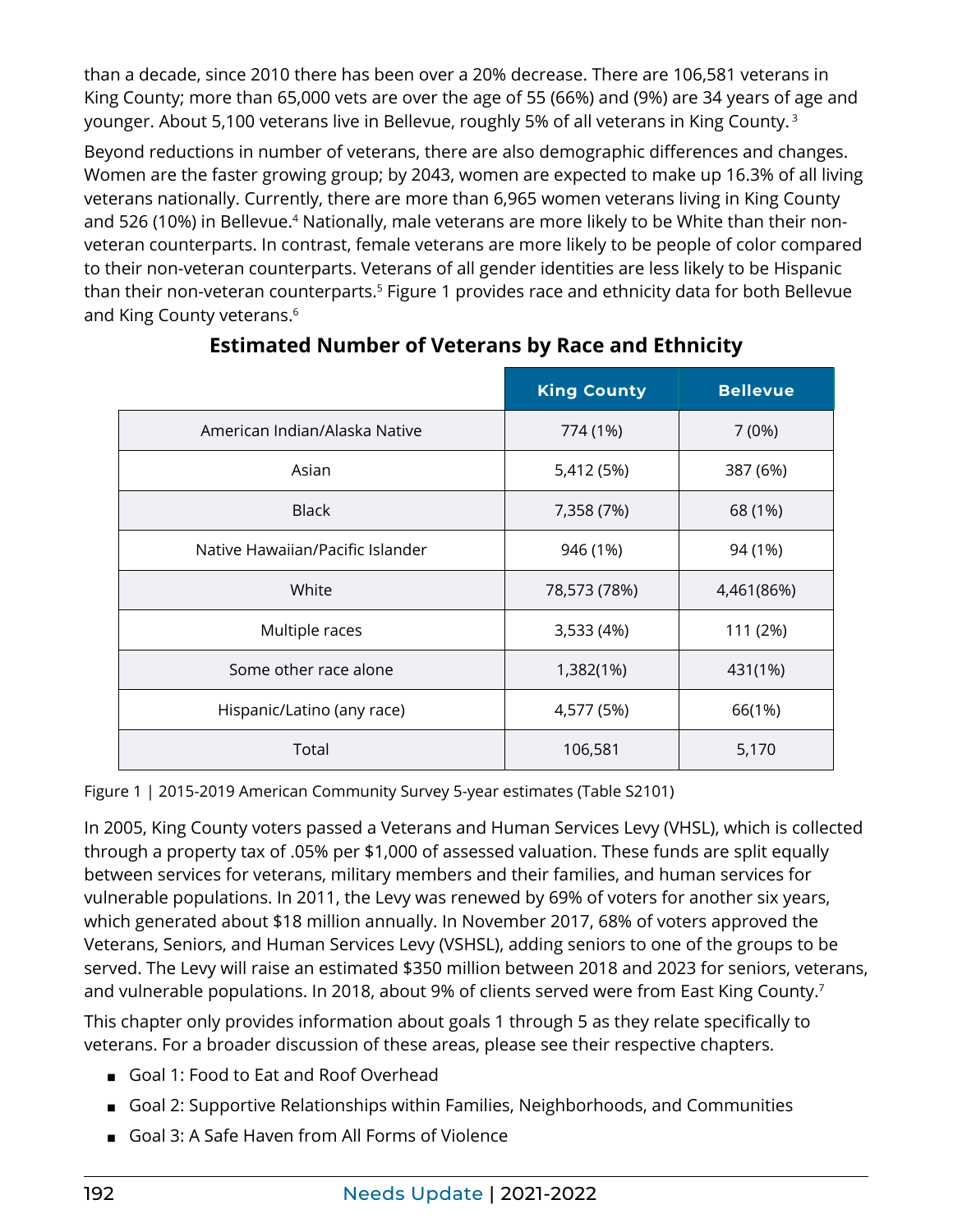than a decade, since 2010 there has been over a 20% decrease. There are 106,581 veterans in King County; more than 65,000 vets are over the age of 55 (66%) and (9%) are 34 years of age and younger. About 5,100 veterans live in Bellevue, roughly 5% of all veterans in King County.[3]

Beyond reductions in number of veterans, there are also demographic differences and changes. Women are the faster growing group; by 2043, women are expected to make up 16.3% of all living veterans nationally. Currently, there are more than 6,965 women veterans living in King County and 526 (10%) in Bellevue.[4] Nationally, male veterans are more likely to be White than their non-veteran counterparts. In contrast, female veterans are more likely to be people of color compared to their non-veteran counterparts. Veterans of all gender identities are less likely to be Hispanic than their non-veteran counterparts.[5] Figure 1 provides race and ethnicity data for both Bellevue and King County veterans.[6]

**Estimated Number of Veterans by Race and Ethnicity**

| | King County | Bellevue |
|---|---|---|
| American Indian/Alaska Native | 774 (1%) | 7 (0%) |
| Asian | 5,412 (5%) | 387 (6%) |
| Black | 7,358 (7%) | 68 (1%) |
| Native Hawaiian/Pacific Islander | 946 (1%) | 94 (1%) |
| White | 78,573 (78%) | 4,461(86%) |
| Multiple races | 3,533 (4%) | 111 (2%) |
| Some other race alone | 1,382(1%) | 431(1%) |
| Hispanic/Latino (any race) | 4,577 (5%) | 66(1%) |
| Total | 106,581 | 5,170 |

Figure 1 | 2015-2019 American Community Survey 5-year estimates (Table S2101)

In 2005, King County voters passed a Veterans and Human Services Levy (VHSL), which is collected through a property tax of .05% per $1,000 of assessed valuation. These funds are split equally between services for veterans, military members and their families, and human services for vulnerable populations. In 2011, the Levy was renewed by 69% of voters for another six years, which generated about $18 million annually. In November 2017, 68% of voters approved the Veterans, Seniors, and Human Services Levy (VSHSL), adding seniors to one of the groups to be served. The Levy will raise an estimated $350 million between 2018 and 2023 for seniors, veterans, and vulnerable populations. In 2018, about 9% of clients served were from East King County.[7]

This chapter only provides information about goals 1 through 5 as they relate specifically to veterans. For a broader discussion of these areas, please see their respective chapters.

- Goal 1: Food to Eat and Roof Overhead
- Goal 2: Supportive Relationships within Families, Neighborhoods, and Communities
- Goal 3: A Safe Haven from All Forms of Violence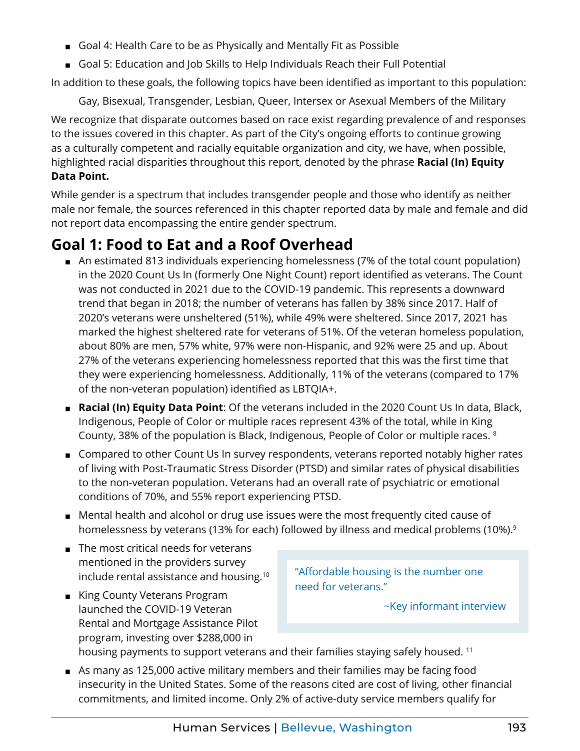- Goal 4: Health Care to be as Physically and Mentally Fit as Possible
- Goal 5: Education and Job Skills to Help Individuals Reach their Full Potential

In addition to these goals, the following topics have been identified as important to this population:

Gay, Bisexual, Transgender, Lesbian, Queer, Intersex or Asexual Members of the Military

We recognize that disparate outcomes based on race exist regarding prevalence of and responses to the issues covered in this chapter. As part of the City's ongoing efforts to continue growing as a culturally competent and racially equitable organization and city, we have, when possible, highlighted racial disparities throughout this report, denoted by the phrase **Racial (In) Equity Data Point.**

While gender is a spectrum that includes transgender people and those who identify as neither male nor female, the sources referenced in this chapter reported data by male and female and did not report data encompassing the entire gender spectrum.

## Goal 1: Food to Eat and a Roof Overhead

- An estimated 813 individuals experiencing homelessness (7% of the total count population) in the 2020 Count Us In (formerly One Night Count) report identified as veterans. The Count was not conducted in 2021 due to the COVID-19 pandemic. This represents a downward trend that began in 2018; the number of veterans has fallen by 38% since 2017. Half of 2020's veterans were unsheltered (51%), while 49% were sheltered. Since 2017, 2021 has marked the highest sheltered rate for veterans of 51%. Of the veteran homeless population, about 80% are men, 57% white, 97% were non-Hispanic, and 92% were 25 and up. About 27% of the veterans experiencing homelessness reported that this was the first time that they were experiencing homelessness. Additionally, 11% of the veterans (compared to 17% of the non-veteran population) identified as LBTQIA+.
- **Racial (In) Equity Data Point**: Of the veterans included in the 2020 Count Us In data, Black, Indigenous, People of Color or multiple races represent 43% of the total, while in King County, 38% of the population is Black, Indigenous, People of Color or multiple races. [8]
- Compared to other Count Us In survey respondents, veterans reported notably higher rates of living with Post-Traumatic Stress Disorder (PTSD) and similar rates of physical disabilities to the non-veteran population. Veterans had an overall rate of psychiatric or emotional conditions of 70%, and 55% report experiencing PTSD.
- Mental health and alcohol or drug use issues were the most frequently cited cause of homelessness by veterans (13% for each) followed by illness and medical problems (10%).[9]
- The most critical needs for veterans mentioned in the providers survey include rental assistance and housing.[10]
- King County Veterans Program launched the COVID-19 Veteran Rental and Mortgage Assistance Pilot program, investing over $288,000 in housing payments to support veterans and their families staying safely housed. [11]

> "Affordable housing is the number one need for veterans."
>
> ~Key informant interview

- As many as 125,000 active military members and their families may be facing food insecurity in the United States. Some of the reasons cited are cost of living, other financial commitments, and limited income. Only 2% of active-duty service members qualify for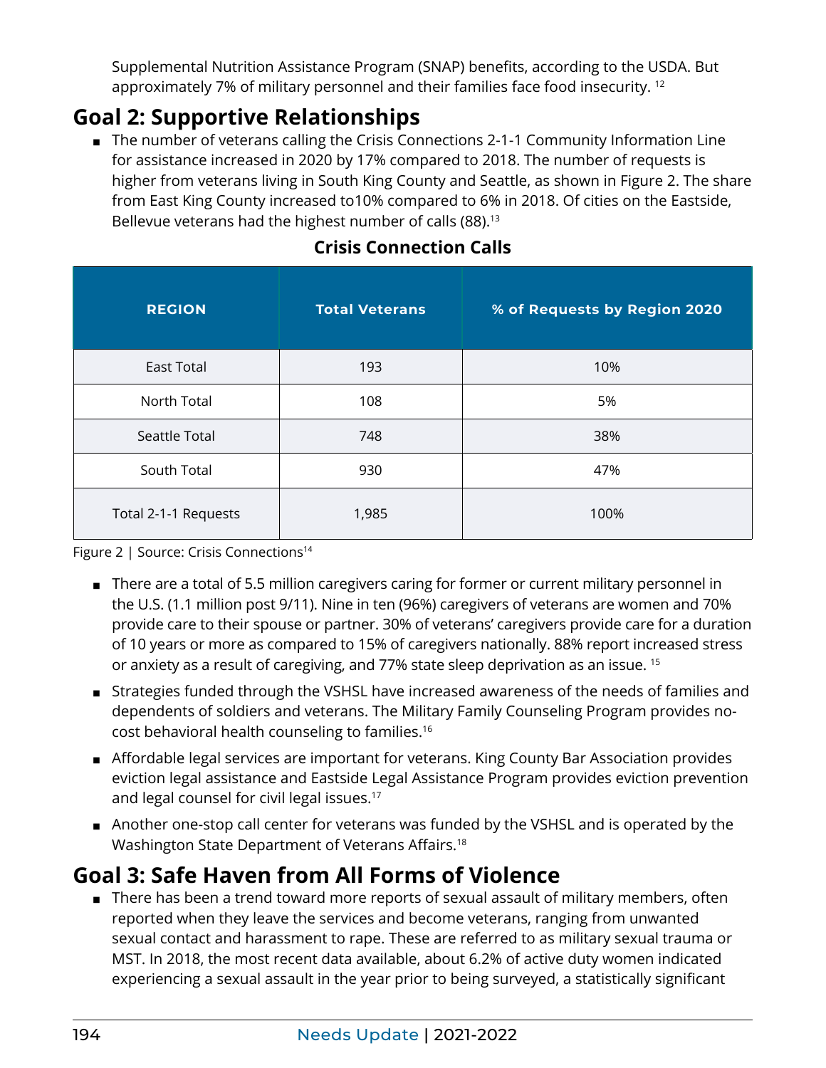Supplemental Nutrition Assistance Program (SNAP) benefits, according to the USDA. But approximately 7% of military personnel and their families face food insecurity. [12]

## Goal 2: Supportive Relationships

- The number of veterans calling the Crisis Connections 2-1-1 Community Information Line for assistance increased in 2020 by 17% compared to 2018. The number of requests is higher from veterans living in South King County and Seattle, as shown in Figure 2. The share from East King County increased to10% compared to 6% in 2018. Of cities on the Eastside, Bellevue veterans had the highest number of calls (88).[13]

**Crisis Connection Calls**

| REGION | Total Veterans | % of Requests by Region 2020 |
|---|---|---|
| East Total | 193 | 10% |
| North Total | 108 | 5% |
| Seattle Total | 748 | 38% |
| South Total | 930 | 47% |
| Total 2-1-1 Requests | 1,985 | 100% |

Figure 2 | Source: Crisis Connections[14]

- There are a total of 5.5 million caregivers caring for former or current military personnel in the U.S. (1.1 million post 9/11). Nine in ten (96%) caregivers of veterans are women and 70% provide care to their spouse or partner. 30% of veterans' caregivers provide care for a duration of 10 years or more as compared to 15% of caregivers nationally. 88% report increased stress or anxiety as a result of caregiving, and 77% state sleep deprivation as an issue. [15]
- Strategies funded through the VSHSL have increased awareness of the needs of families and dependents of soldiers and veterans. The Military Family Counseling Program provides no-cost behavioral health counseling to families.[16]
- Affordable legal services are important for veterans. King County Bar Association provides eviction legal assistance and Eastside Legal Assistance Program provides eviction prevention and legal counsel for civil legal issues.[17]
- Another one-stop call center for veterans was funded by the VSHSL and is operated by the Washington State Department of Veterans Affairs.[18]

## Goal 3: Safe Haven from All Forms of Violence

- There has been a trend toward more reports of sexual assault of military members, often reported when they leave the services and become veterans, ranging from unwanted sexual contact and harassment to rape. These are referred to as military sexual trauma or MST. In 2018, the most recent data available, about 6.2% of active duty women indicated experiencing a sexual assault in the year prior to being surveyed, a statistically significant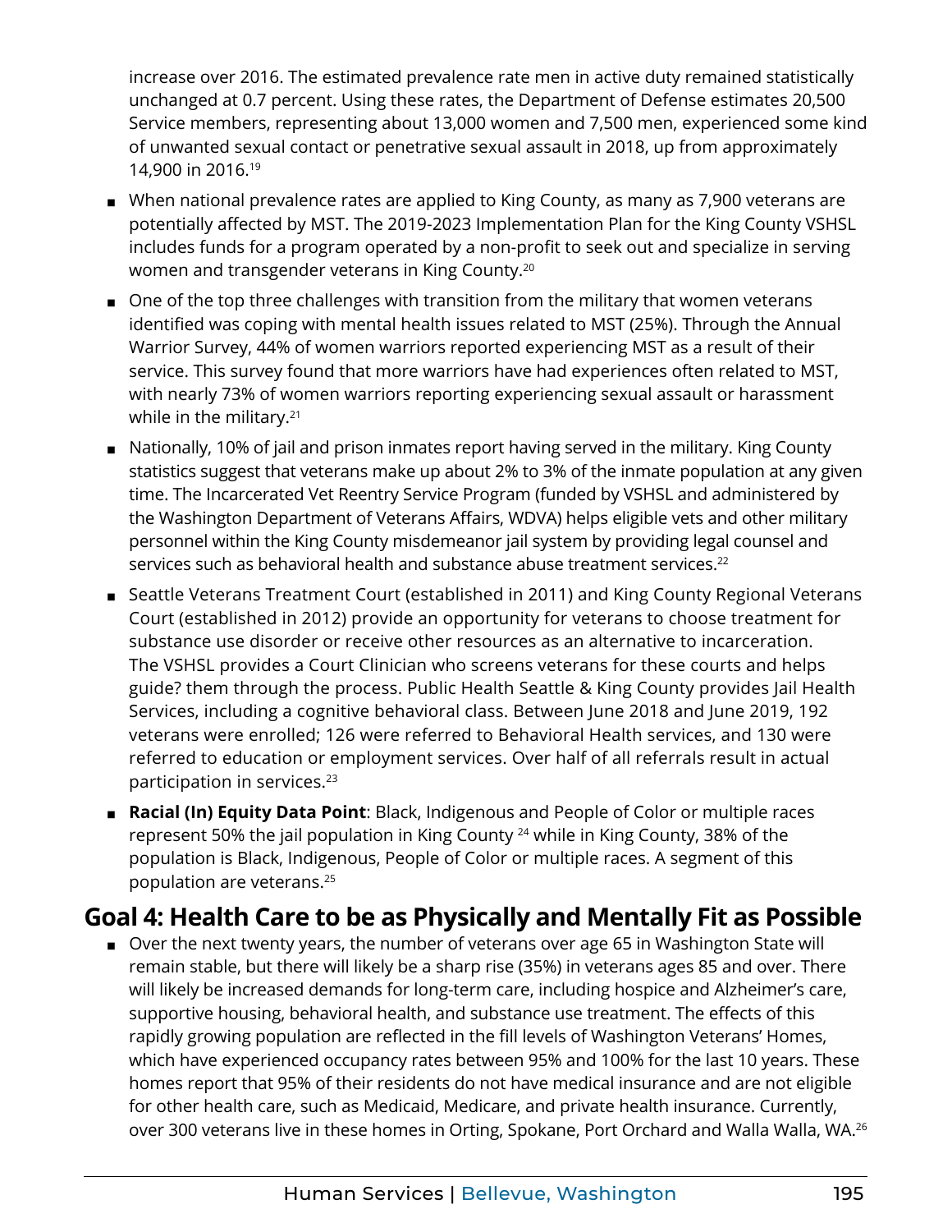increase over 2016. The estimated prevalence rate men in active duty remained statistically unchanged at 0.7 percent. Using these rates, the Department of Defense estimates 20,500 Service members, representing about 13,000 women and 7,500 men, experienced some kind of unwanted sexual contact or penetrative sexual assault in 2018, up from approximately 14,900 in 2016.[19]

- When national prevalence rates are applied to King County, as many as 7,900 veterans are potentially affected by MST. The 2019-2023 Implementation Plan for the King County VSHSL includes funds for a program operated by a non-profit to seek out and specialize in serving women and transgender veterans in King County.[20]
- One of the top three challenges with transition from the military that women veterans identified was coping with mental health issues related to MST (25%). Through the Annual Warrior Survey, 44% of women warriors reported experiencing MST as a result of their service. This survey found that more warriors have had experiences often related to MST, with nearly 73% of women warriors reporting experiencing sexual assault or harassment while in the military.[21]
- Nationally, 10% of jail and prison inmates report having served in the military. King County statistics suggest that veterans make up about 2% to 3% of the inmate population at any given time. The Incarcerated Vet Reentry Service Program (funded by VSHSL and administered by the Washington Department of Veterans Affairs, WDVA) helps eligible vets and other military personnel within the King County misdemeanor jail system by providing legal counsel and services such as behavioral health and substance abuse treatment services.[22]
- Seattle Veterans Treatment Court (established in 2011) and King County Regional Veterans Court (established in 2012) provide an opportunity for veterans to choose treatment for substance use disorder or receive other resources as an alternative to incarceration. The VSHSL provides a Court Clinician who screens veterans for these courts and helps guide? them through the process. Public Health Seattle & King County provides Jail Health Services, including a cognitive behavioral class. Between June 2018 and June 2019, 192 veterans were enrolled; 126 were referred to Behavioral Health services, and 130 were referred to education or employment services. Over half of all referrals result in actual participation in services.[23]
- **Racial (In) Equity Data Point**: Black, Indigenous and People of Color or multiple races represent 50% the jail population in King County [24] while in King County, 38% of the population is Black, Indigenous, People of Color or multiple races. A segment of this population are veterans.[25]

## Goal 4: Health Care to be as Physically and Mentally Fit as Possible

- Over the next twenty years, the number of veterans over age 65 in Washington State will remain stable, but there will likely be a sharp rise (35%) in veterans ages 85 and over. There will likely be increased demands for long-term care, including hospice and Alzheimer's care, supportive housing, behavioral health, and substance use treatment. The effects of this rapidly growing population are reflected in the fill levels of Washington Veterans' Homes, which have experienced occupancy rates between 95% and 100% for the last 10 years. These homes report that 95% of their residents do not have medical insurance and are not eligible for other health care, such as Medicaid, Medicare, and private health insurance. Currently, over 300 veterans live in these homes in Orting, Spokane, Port Orchard and Walla Walla, WA.[26]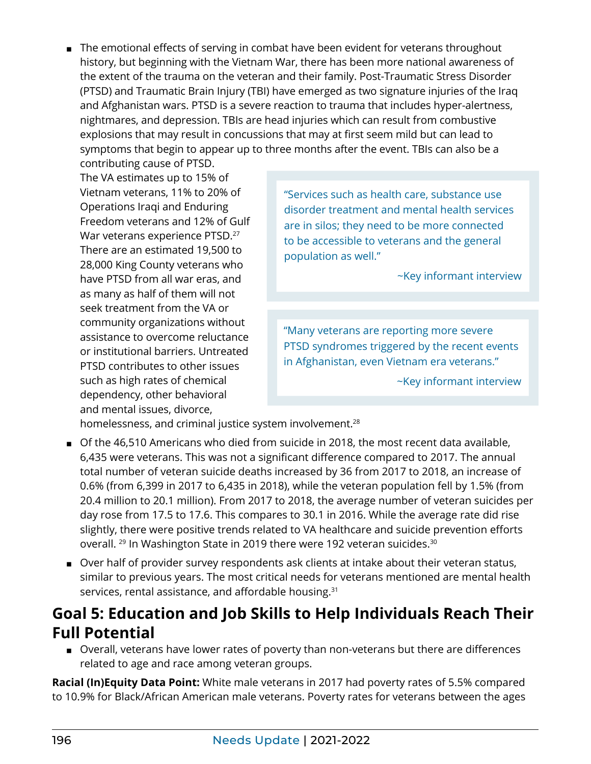- The emotional effects of serving in combat have been evident for veterans throughout history, but beginning with the Vietnam War, there has been more national awareness of the extent of the trauma on the veteran and their family. Post-Traumatic Stress Disorder (PTSD) and Traumatic Brain Injury (TBI) have emerged as two signature injuries of the Iraq and Afghanistan wars. PTSD is a severe reaction to trauma that includes hyper-alertness, nightmares, and depression. TBIs are head injuries which can result from combustive explosions that may result in concussions that may at first seem mild but can lead to symptoms that begin to appear up to three months after the event. TBIs can also be a contributing cause of PTSD. The VA estimates up to 15% of Vietnam veterans, 11% to 20% of Operations Iraqi and Enduring Freedom veterans and 12% of Gulf War veterans experience PTSD.[27] There are an estimated 19,500 to 28,000 King County veterans who have PTSD from all war eras, and as many as half of them will not seek treatment from the VA or community organizations without assistance to overcome reluctance or institutional barriers. Untreated PTSD contributes to other issues such as high rates of chemical dependency, other behavioral and mental issues, divorce, homelessness, and criminal justice system involvement.[28]

> "Services such as health care, substance use disorder treatment and mental health services are in silos; they need to be more connected to be accessible to veterans and the general population as well."
>
> ~Key informant interview

> "Many veterans are reporting more severe PTSD syndromes triggered by the recent events in Afghanistan, even Vietnam era veterans."
>
> ~Key informant interview

- Of the 46,510 Americans who died from suicide in 2018, the most recent data available, 6,435 were veterans. This was not a significant difference compared to 2017. The annual total number of veteran suicide deaths increased by 36 from 2017 to 2018, an increase of 0.6% (from 6,399 in 2017 to 6,435 in 2018), while the veteran population fell by 1.5% (from 20.4 million to 20.1 million). From 2017 to 2018, the average number of veteran suicides per day rose from 17.5 to 17.6. This compares to 30.1 in 2016. While the average rate did rise slightly, there were positive trends related to VA healthcare and suicide prevention efforts overall. [29] In Washington State in 2019 there were 192 veteran suicides.[30]
- Over half of provider survey respondents ask clients at intake about their veteran status, similar to previous years. The most critical needs for veterans mentioned are mental health services, rental assistance, and affordable housing.[31]

## Goal 5: Education and Job Skills to Help Individuals Reach Their Full Potential

- Overall, veterans have lower rates of poverty than non-veterans but there are differences related to age and race among veteran groups.

**Racial (In)Equity Data Point:** White male veterans in 2017 had poverty rates of 5.5% compared to 10.9% for Black/African American male veterans. Poverty rates for veterans between the ages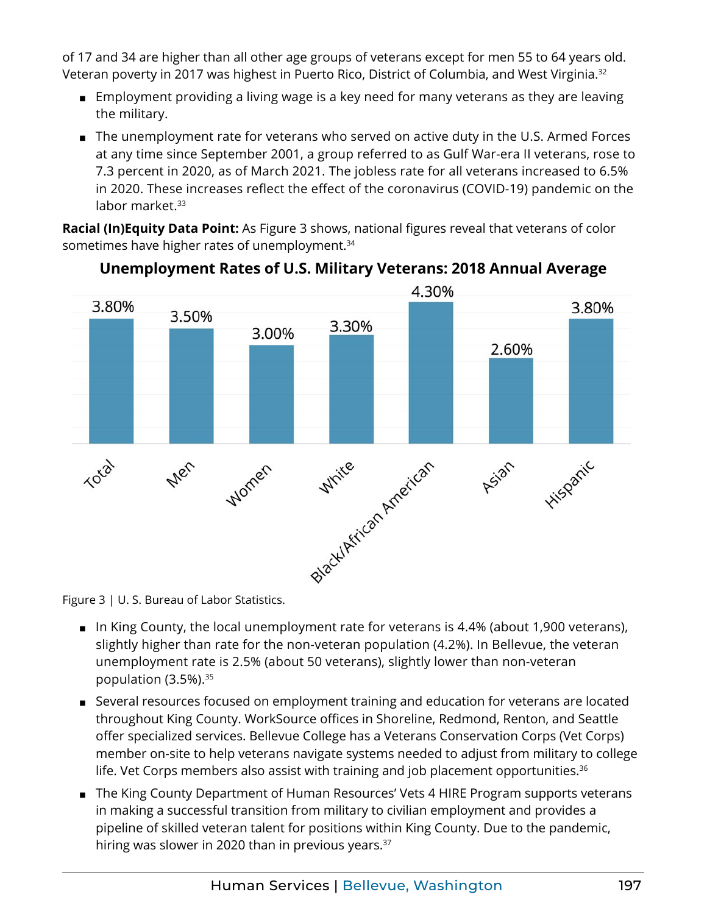of 17 and 34 are higher than all other age groups of veterans except for men 55 to 64 years old. Veteran poverty in 2017 was highest in Puerto Rico, District of Columbia, and West Virginia.[32]

- Employment providing a living wage is a key need for many veterans as they are leaving the military.
- The unemployment rate for veterans who served on active duty in the U.S. Armed Forces at any time since September 2001, a group referred to as Gulf War-era II veterans, rose to 7.3 percent in 2020, as of March 2021. The jobless rate for all veterans increased to 6.5% in 2020. These increases reflect the effect of the coronavirus (COVID-19) pandemic on the labor market.[33]

**Racial (In)Equity Data Point:** As Figure 3 shows, national figures reveal that veterans of color sometimes have higher rates of unemployment.[34]

**Unemployment Rates of U.S. Military Veterans: 2018 Annual Average**

| Group | Unemployment Rate |
|---|---|
| Total | 3.80% |
| Men | 3.50% |
| Women | 3.00% |
| White | 3.30% |
| Black/African American | 4.30% |
| Asian | 2.60% |
| Hispanic | 3.80% |

Figure 3 | U. S. Bureau of Labor Statistics.

- In King County, the local unemployment rate for veterans is 4.4% (about 1,900 veterans), slightly higher than rate for the non-veteran population (4.2%). In Bellevue, the veteran unemployment rate is 2.5% (about 50 veterans), slightly lower than non-veteran population (3.5%).[35]
- Several resources focused on employment training and education for veterans are located throughout King County. WorkSource offices in Shoreline, Redmond, Renton, and Seattle offer specialized services. Bellevue College has a Veterans Conservation Corps (Vet Corps) member on-site to help veterans navigate systems needed to adjust from military to college life. Vet Corps members also assist with training and job placement opportunities.[36]
- The King County Department of Human Resources' Vets 4 HIRE Program supports veterans in making a successful transition from military to civilian employment and provides a pipeline of skilled veteran talent for positions within King County. Due to the pandemic, hiring was slower in 2020 than in previous years.[37]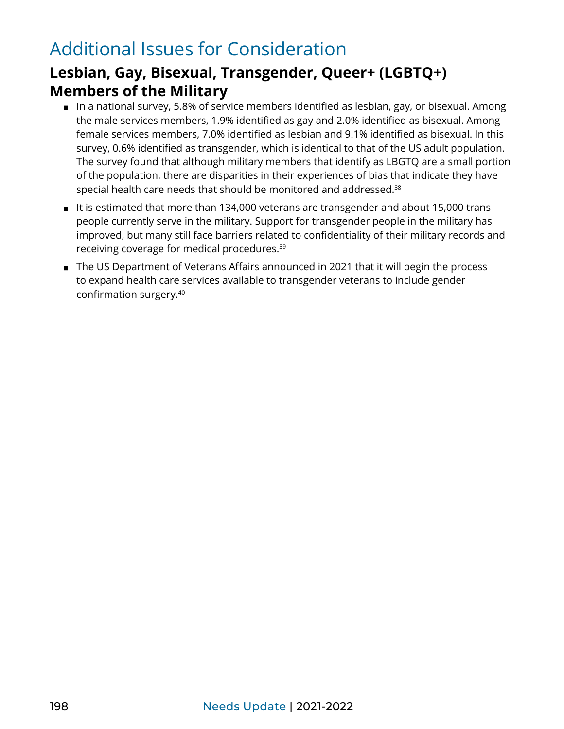# Additional Issues for Consideration

## Lesbian, Gay, Bisexual, Transgender, Queer+ (LGBTQ+) Members of the Military

- In a national survey, 5.8% of service members identified as lesbian, gay, or bisexual. Among the male services members, 1.9% identified as gay and 2.0% identified as bisexual. Among female services members, 7.0% identified as lesbian and 9.1% identified as bisexual. In this survey, 0.6% identified as transgender, which is identical to that of the US adult population. The survey found that although military members that identify as LBGTQ are a small portion of the population, there are disparities in their experiences of bias that indicate they have special health care needs that should be monitored and addressed.[38]
- It is estimated that more than 134,000 veterans are transgender and about 15,000 trans people currently serve in the military. Support for transgender people in the military has improved, but many still face barriers related to confidentiality of their military records and receiving coverage for medical procedures.[39]
- The US Department of Veterans Affairs announced in 2021 that it will begin the process to expand health care services available to transgender veterans to include gender confirmation surgery.[40]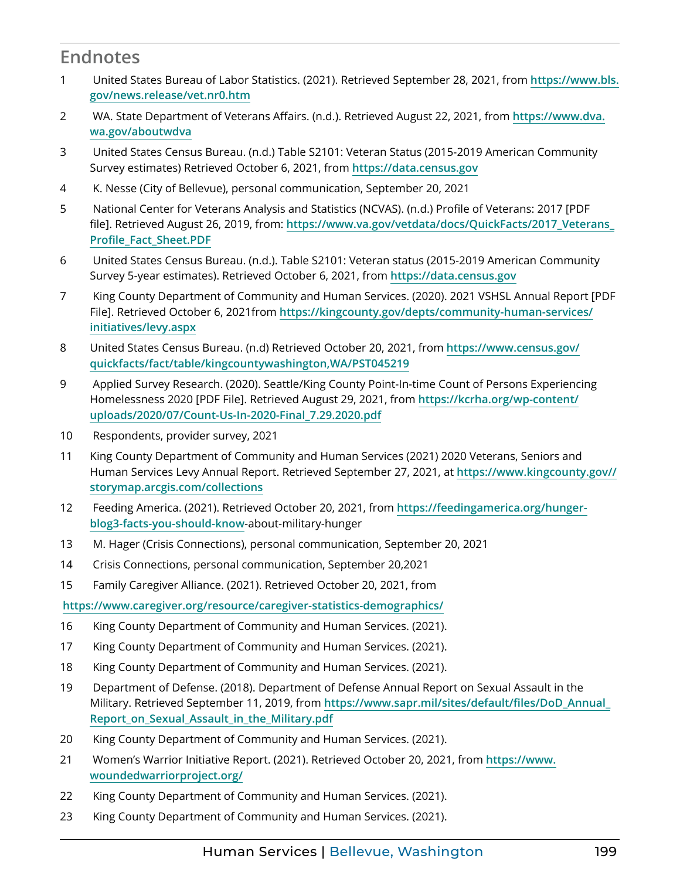## Endnotes

1. United States Bureau of Labor Statistics. (2021). Retrieved September 28, 2021, from https://www.bls.gov/news.release/vet.nr0.htm
2. WA. State Department of Veterans Affairs. (n.d.). Retrieved August 22, 2021, from https://www.dva.wa.gov/aboutwdva
3. United States Census Bureau. (n.d.) Table S2101: Veteran Status (2015-2019 American Community Survey estimates) Retrieved October 6, 2021, from https://data.census.gov
4. K. Nesse (City of Bellevue), personal communication, September 20, 2021
5. National Center for Veterans Analysis and Statistics (NCVAS). (n.d.) Profile of Veterans: 2017 [PDF file]. Retrieved August 26, 2019, from: https://www.va.gov/vetdata/docs/QuickFacts/2017_Veterans_Profile_Fact_Sheet.PDF
6. United States Census Bureau. (n.d.). Table S2101: Veteran status (2015-2019 American Community Survey 5-year estimates). Retrieved October 6, 2021, from https://data.census.gov
7. King County Department of Community and Human Services. (2020). 2021 VSHSL Annual Report [PDF File]. Retrieved October 6, 2021from https://kingcounty.gov/depts/community-human-services/initiatives/levy.aspx
8. United States Census Bureau. (n.d) Retrieved October 20, 2021, from https://www.census.gov/quickfacts/fact/table/kingcountywashington,WA/PST045219
9. Applied Survey Research. (2020). Seattle/King County Point-In-time Count of Persons Experiencing Homelessness 2020 [PDF File]. Retrieved August 29, 2021, from https://kcrha.org/wp-content/uploads/2020/07/Count-Us-In-2020-Final_7.29.2020.pdf
10. Respondents, provider survey, 2021
11. King County Department of Community and Human Services (2021) 2020 Veterans, Seniors and Human Services Levy Annual Report. Retrieved September 27, 2021, at https://www.kingcounty.gov//storymap.arcgis.com/collections
12. Feeding America. (2021). Retrieved October 20, 2021, from https://feedingamerica.org/hunger-blog3-facts-you-should-know-about-military-hunger
13. M. Hager (Crisis Connections), personal communication, September 20, 2021
14. Crisis Connections, personal communication, September 20,2021
15. Family Caregiver Alliance. (2021). Retrieved October 20, 2021, from https://www.caregiver.org/resource/caregiver-statistics-demographics/
16. King County Department of Community and Human Services. (2021).
17. King County Department of Community and Human Services. (2021).
18. King County Department of Community and Human Services. (2021).
19. Department of Defense. (2018). Department of Defense Annual Report on Sexual Assault in the Military. Retrieved September 11, 2019, from https://www.sapr.mil/sites/default/files/DoD_Annual_Report_on_Sexual_Assault_in_the_Military.pdf
20. King County Department of Community and Human Services. (2021).
21. Women's Warrior Initiative Report. (2021). Retrieved October 20, 2021, from https://www.woundedwarriorproject.org/
22. King County Department of Community and Human Services. (2021).
23. King County Department of Community and Human Services. (2021).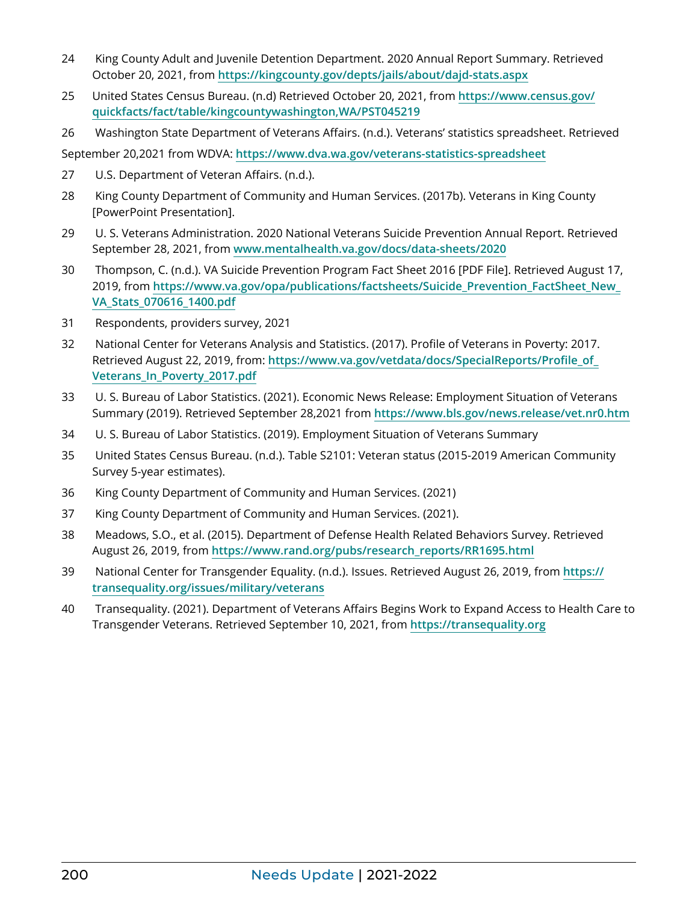24 King County Adult and Juvenile Detention Department. 2020 Annual Report Summary. Retrieved October 20, 2021, from https://kingcounty.gov/depts/jails/about/dajd-stats.aspx

25 United States Census Bureau. (n.d) Retrieved October 20, 2021, from https://www.census.gov/quickfacts/fact/table/kingcountywashington,WA/PST045219

26 Washington State Department of Veterans Affairs. (n.d.). Veterans' statistics spreadsheet. Retrieved September 20,2021 from WDVA: https://www.dva.wa.gov/veterans-statistics-spreadsheet

27 U.S. Department of Veteran Affairs. (n.d.).

28 King County Department of Community and Human Services. (2017b). Veterans in King County [PowerPoint Presentation].

29 U. S. Veterans Administration. 2020 National Veterans Suicide Prevention Annual Report. Retrieved September 28, 2021, from www.mentalhealth.va.gov/docs/data-sheets/2020

30 Thompson, C. (n.d.). VA Suicide Prevention Program Fact Sheet 2016 [PDF File]. Retrieved August 17, 2019, from https://www.va.gov/opa/publications/factsheets/Suicide_Prevention_FactSheet_New_VA_Stats_070616_1400.pdf

31 Respondents, providers survey, 2021

32 National Center for Veterans Analysis and Statistics. (2017). Profile of Veterans in Poverty: 2017. Retrieved August 22, 2019, from: https://www.va.gov/vetdata/docs/SpecialReports/Profile_of_Veterans_In_Poverty_2017.pdf

33 U. S. Bureau of Labor Statistics. (2021). Economic News Release: Employment Situation of Veterans Summary (2019). Retrieved September 28,2021 from https://www.bls.gov/news.release/vet.nr0.htm

34 U. S. Bureau of Labor Statistics. (2019). Employment Situation of Veterans Summary

35 United States Census Bureau. (n.d.). Table S2101: Veteran status (2015-2019 American Community Survey 5-year estimates).

36 King County Department of Community and Human Services. (2021)

37 King County Department of Community and Human Services. (2021).

38 Meadows, S.O., et al. (2015). Department of Defense Health Related Behaviors Survey. Retrieved August 26, 2019, from https://www.rand.org/pubs/research_reports/RR1695.html

39 National Center for Transgender Equality. (n.d.). Issues. Retrieved August 26, 2019, from https://transequality.org/issues/military/veterans

40 Transequality. (2021). Department of Veterans Affairs Begins Work to Expand Access to Health Care to Transgender Veterans. Retrieved September 10, 2021, from https://transequality.org